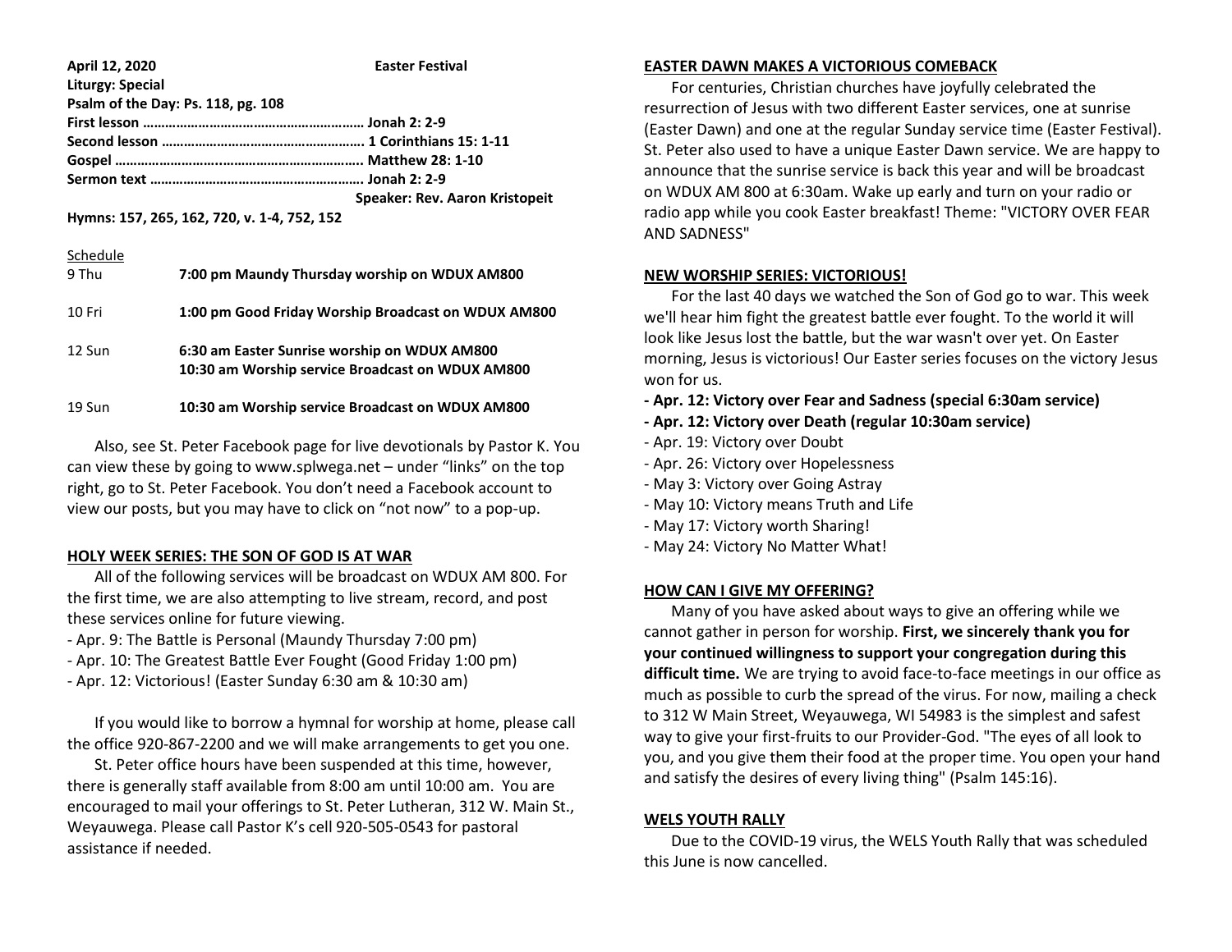**April 12, 2020** **Easter Festival**

**Liturgy: Special**

**Psalm of the Day: Ps. 118, pg. 108**

**First lesson ………………………………………………… Jonah 2: 2-9**

**Second lesson ………………………………………….. 1 Corinthians 15: 1-11**

**Gospel ……………………..………………………….. Matthew 28: 1-10**

**Sermon text ………………………………………………. Jonah 2: 2-9**

**Speaker: Rev. Aaron Kristopeit**

**Hymns: 157, 265, 162, 720, v. 1-4, 752, 152**

Schedule

| | |
|---|---|
| 9 Thu | **7:00 pm Maundy Thursday worship on WDUX AM800** |
| 10 Fri | **1:00 pm Good Friday Worship Broadcast on WDUX AM800** |
| 12 Sun | **6:30 am Easter Sunrise worship on WDUX AM800**<br>**10:30 am Worship service Broadcast on WDUX AM800** |
| 19 Sun | **10:30 am Worship service Broadcast on WDUX AM800** |

Also, see St. Peter Facebook page for live devotionals by Pastor K. You can view these by going to www.splwega.net – under "links" on the top right, go to St. Peter Facebook. You don't need a Facebook account to view our posts, but you may have to click on "not now" to a pop-up.

## HOLY WEEK SERIES: THE SON OF GOD IS AT WAR

All of the following services will be broadcast on WDUX AM 800. For the first time, we are also attempting to live stream, record, and post these services online for future viewing.

- Apr. 9: The Battle is Personal (Maundy Thursday 7:00 pm)
- Apr. 10: The Greatest Battle Ever Fought (Good Friday 1:00 pm)
- Apr. 12: Victorious! (Easter Sunday 6:30 am & 10:30 am)

If you would like to borrow a hymnal for worship at home, please call the office 920-867-2200 and we will make arrangements to get you one.

St. Peter office hours have been suspended at this time, however, there is generally staff available from 8:00 am until 10:00 am. You are encouraged to mail your offerings to St. Peter Lutheran, 312 W. Main St., Weyauwega. Please call Pastor K's cell 920-505-0543 for pastoral assistance if needed.

## EASTER DAWN MAKES A VICTORIOUS COMEBACK

For centuries, Christian churches have joyfully celebrated the resurrection of Jesus with two different Easter services, one at sunrise (Easter Dawn) and one at the regular Sunday service time (Easter Festival). St. Peter also used to have a unique Easter Dawn service. We are happy to announce that the sunrise service is back this year and will be broadcast on WDUX AM 800 at 6:30am. Wake up early and turn on your radio or radio app while you cook Easter breakfast! Theme: "VICTORY OVER FEAR AND SADNESS"

## NEW WORSHIP SERIES: VICTORIOUS!

For the last 40 days we watched the Son of God go to war. This week we'll hear him fight the greatest battle ever fought. To the world it will look like Jesus lost the battle, but the war wasn't over yet. On Easter morning, Jesus is victorious! Our Easter series focuses on the victory Jesus won for us.

- **Apr. 12: Victory over Fear and Sadness (special 6:30am service)**
- **Apr. 12: Victory over Death (regular 10:30am service)**
- Apr. 19: Victory over Doubt
- Apr. 26: Victory over Hopelessness
- May 3: Victory over Going Astray
- May 10: Victory means Truth and Life
- May 17: Victory worth Sharing!
- May 24: Victory No Matter What!

## HOW CAN I GIVE MY OFFERING?

Many of you have asked about ways to give an offering while we cannot gather in person for worship. **First, we sincerely thank you for your continued willingness to support your congregation during this difficult time.** We are trying to avoid face-to-face meetings in our office as much as possible to curb the spread of the virus. For now, mailing a check to 312 W Main Street, Weyauwega, WI 54983 is the simplest and safest way to give your first-fruits to our Provider-God. "The eyes of all look to you, and you give them their food at the proper time. You open your hand and satisfy the desires of every living thing" (Psalm 145:16).

## WELS YOUTH RALLY

Due to the COVID-19 virus, the WELS Youth Rally that was scheduled this June is now cancelled.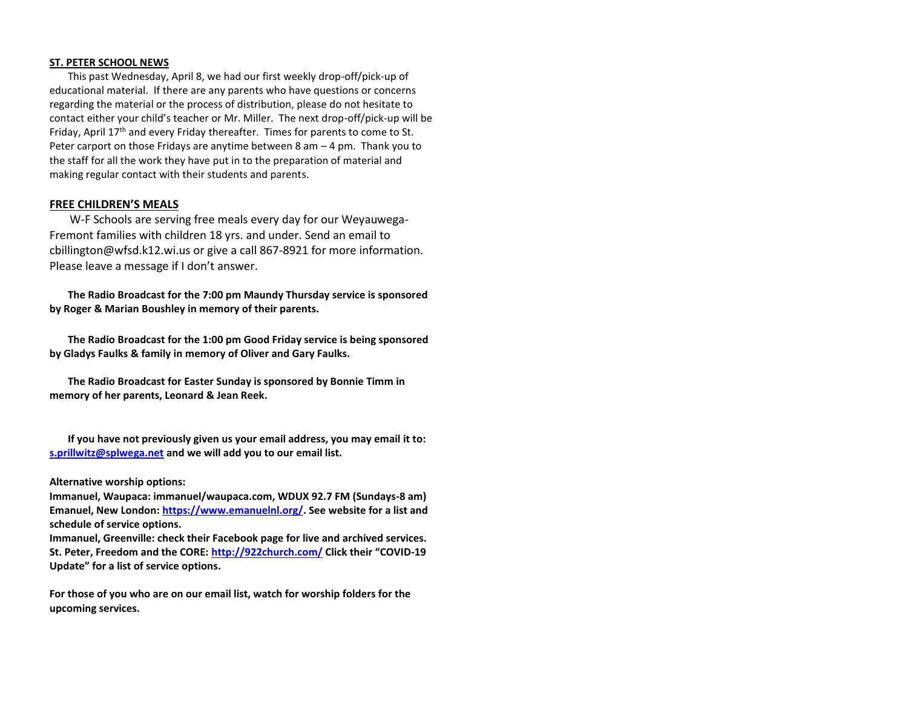## ST. PETER SCHOOL NEWS

This past Wednesday, April 8, we had our first weekly drop-off/pick-up of educational material. If there are any parents who have questions or concerns regarding the material or the process of distribution, please do not hesitate to contact either your child's teacher or Mr. Miller. The next drop-off/pick-up will be Friday, April 17th and every Friday thereafter. Times for parents to come to St. Peter carport on those Fridays are anytime between 8 am – 4 pm. Thank you to the staff for all the work they have put in to the preparation of material and making regular contact with their students and parents.

## FREE CHILDREN'S MEALS

W-F Schools are serving free meals every day for our Weyauwega-Fremont families with children 18 yrs. and under. Send an email to cbillington@wfsd.k12.wi.us or give a call 867-8921 for more information. Please leave a message if I don't answer.

**The Radio Broadcast for the 7:00 pm Maundy Thursday service is sponsored by Roger & Marian Boushley in memory of their parents.**

**The Radio Broadcast for the 1:00 pm Good Friday service is being sponsored by Gladys Faulks & family in memory of Oliver and Gary Faulks.**

**The Radio Broadcast for Easter Sunday is sponsored by Bonnie Timm in memory of her parents, Leonard & Jean Reek.**

**If you have not previously given us your email address, you may email it to: s.prillwitz@splwega.net and we will add you to our email list.**

**Alternative worship options:**
**Immanuel, Waupaca: immanuel/waupaca.com, WDUX 92.7 FM (Sundays-8 am)**
**Emanuel, New London: https://www.emanuelnl.org/. See website for a list and schedule of service options.**
**Immanuel, Greenville: check their Facebook page for live and archived services.**
**St. Peter, Freedom and the CORE: http://922church.com/ Click their "COVID-19 Update" for a list of service options.**

**For those of you who are on our email list, watch for worship folders for the upcoming services.**